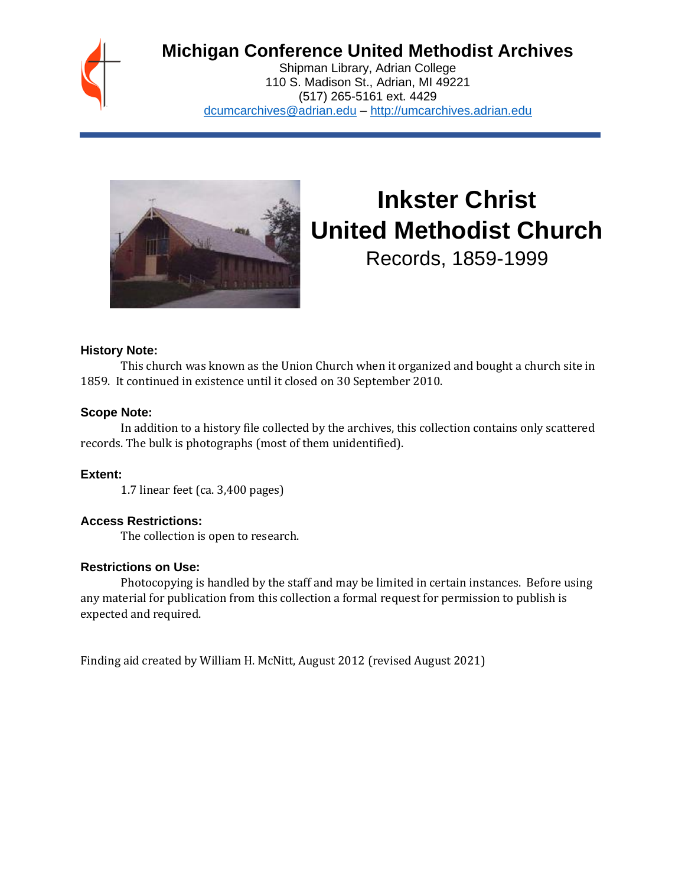# Michigan Conference United Methodist Archives

Shipman Library, Adrian College
110 S. Madison St., Adrian, MI 49221
(517) 265-5161 ext. 4429
dcumcarchives@adrian.edu – http://umcarchives.adrian.edu

# Inkster Christ United Methodist Church

## Records, 1859-1999

### History Note:

This church was known as the Union Church when it organized and bought a church site in 1859. It continued in existence until it closed on 30 September 2010.

### Scope Note:

In addition to a history file collected by the archives, this collection contains only scattered records. The bulk is photographs (most of them unidentified).

### Extent:

1.7 linear feet (ca. 3,400 pages)

### Access Restrictions:

The collection is open to research.

### Restrictions on Use:

Photocopying is handled by the staff and may be limited in certain instances. Before using any material for publication from this collection a formal request for permission to publish is expected and required.

Finding aid created by William H. McNitt, August 2012 (revised August 2021)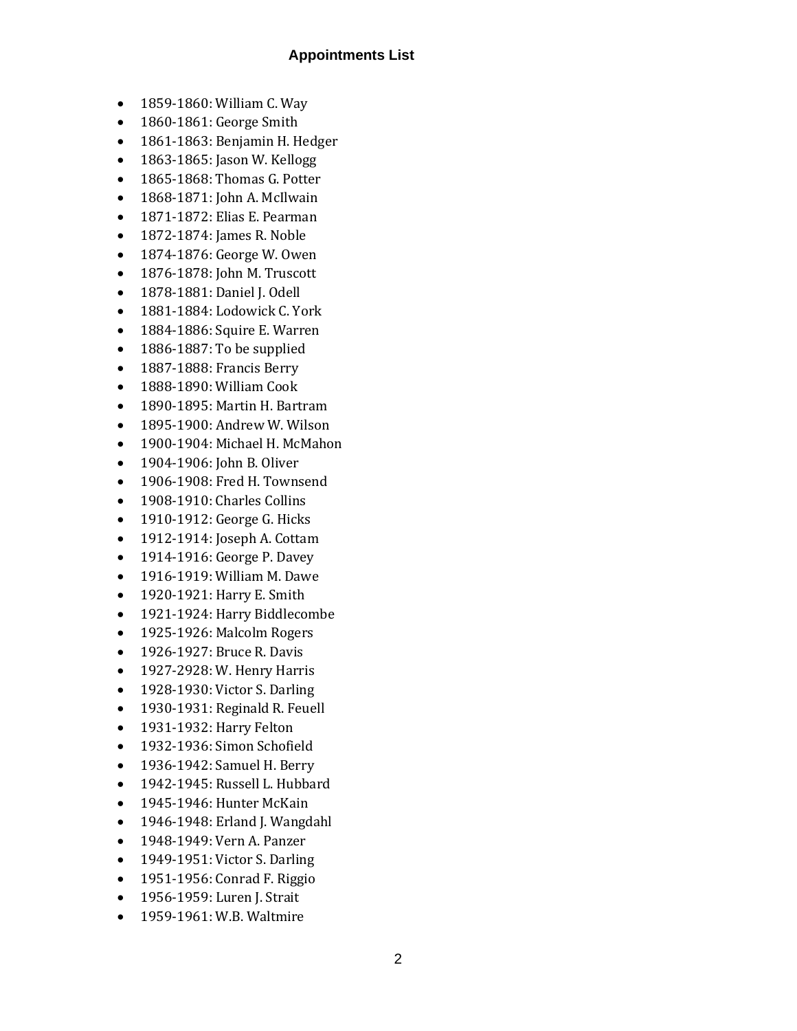# Appointments List

- 1859-1860: William C. Way
- 1860-1861: George Smith
- 1861-1863: Benjamin H. Hedger
- 1863-1865: Jason W. Kellogg
- 1865-1868: Thomas G. Potter
- 1868-1871: John A. McIlwain
- 1871-1872: Elias E. Pearman
- 1872-1874: James R. Noble
- 1874-1876: George W. Owen
- 1876-1878: John M. Truscott
- 1878-1881: Daniel J. Odell
- 1881-1884: Lodowick C. York
- 1884-1886: Squire E. Warren
- 1886-1887: To be supplied
- 1887-1888: Francis Berry
- 1888-1890: William Cook
- 1890-1895: Martin H. Bartram
- 1895-1900: Andrew W. Wilson
- 1900-1904: Michael H. McMahon
- 1904-1906: John B. Oliver
- 1906-1908: Fred H. Townsend
- 1908-1910: Charles Collins
- 1910-1912: George G. Hicks
- 1912-1914: Joseph A. Cottam
- 1914-1916: George P. Davey
- 1916-1919: William M. Dawe
- 1920-1921: Harry E. Smith
- 1921-1924: Harry Biddlecombe
- 1925-1926: Malcolm Rogers
- 1926-1927: Bruce R. Davis
- 1927-2928: W. Henry Harris
- 1928-1930: Victor S. Darling
- 1930-1931: Reginald R. Feuell
- 1931-1932: Harry Felton
- 1932-1936: Simon Schofield
- 1936-1942: Samuel H. Berry
- 1942-1945: Russell L. Hubbard
- 1945-1946: Hunter McKain
- 1946-1948: Erland J. Wangdahl
- 1948-1949: Vern A. Panzer
- 1949-1951: Victor S. Darling
- 1951-1956: Conrad F. Riggio
- 1956-1959: Luren J. Strait
- 1959-1961: W.B. Waltmire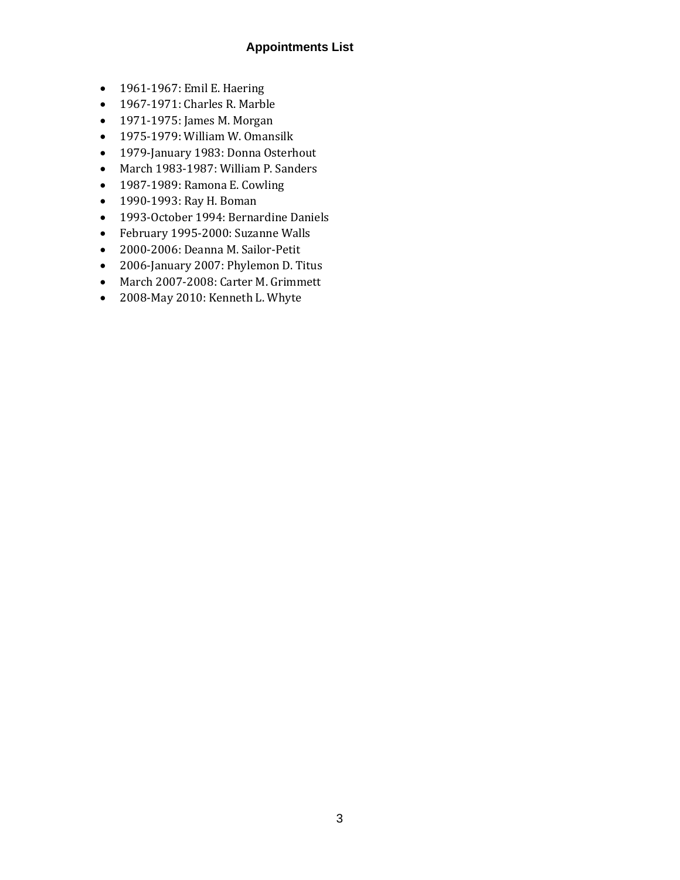## Appointments List

- 1961-1967: Emil E. Haering
- 1967-1971: Charles R. Marble
- 1971-1975: James M. Morgan
- 1975-1979: William W. Omansilk
- 1979-January 1983: Donna Osterhout
- March 1983-1987: William P. Sanders
- 1987-1989: Ramona E. Cowling
- 1990-1993: Ray H. Boman
- 1993-October 1994: Bernardine Daniels
- February 1995-2000: Suzanne Walls
- 2000-2006: Deanna M. Sailor-Petit
- 2006-January 2007: Phylemon D. Titus
- March 2007-2008: Carter M. Grimmett
- 2008-May 2010: Kenneth L. Whyte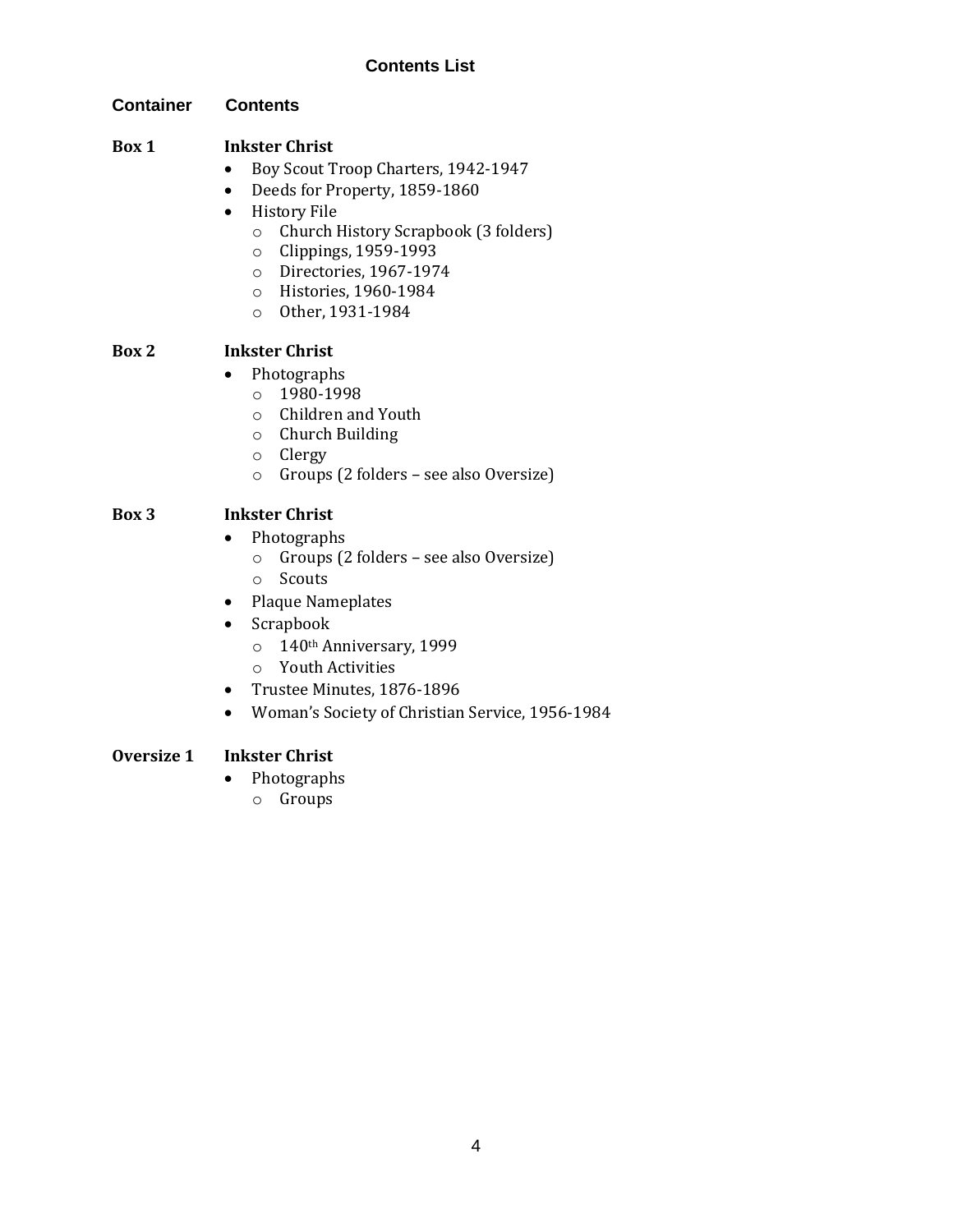## Contents List

**Container** **Contents**

**Box 1** **Inkster Christ**

- Boy Scout Troop Charters, 1942-1947
- Deeds for Property, 1859-1860
- History File
  - Church History Scrapbook (3 folders)
  - Clippings, 1959-1993
  - Directories, 1967-1974
  - Histories, 1960-1984
  - Other, 1931-1984

**Box 2** **Inkster Christ**

- Photographs
  - 1980-1998
  - Children and Youth
  - Church Building
  - Clergy
  - Groups (2 folders – see also Oversize)

**Box 3** **Inkster Christ**

- Photographs
  - Groups (2 folders – see also Oversize)
  - Scouts
- Plaque Nameplates
- Scrapbook
  - 140th Anniversary, 1999
  - Youth Activities
- Trustee Minutes, 1876-1896
- Woman's Society of Christian Service, 1956-1984

**Oversize 1** **Inkster Christ**

- Photographs
  - Groups